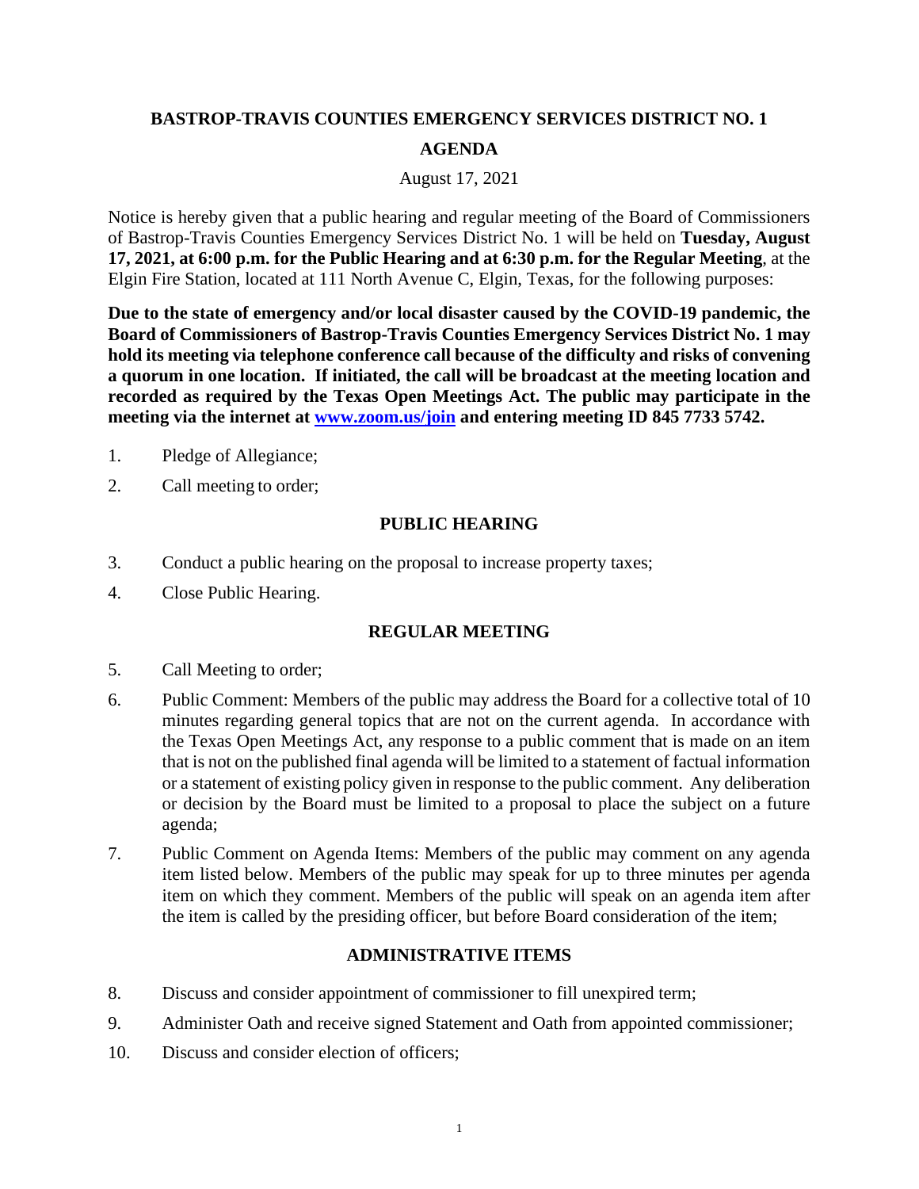# BASTROP-TRAVIS COUNTIES EMERGENCY SERVICES DISTRICT NO. 1

## AGENDA

August 17, 2021

Notice is hereby given that a public hearing and regular meeting of the Board of Commissioners of Bastrop-Travis Counties Emergency Services District No. 1 will be held on **Tuesday, August 17, 2021, at 6:00 p.m. for the Public Hearing and at 6:30 p.m. for the Regular Meeting**, at the Elgin Fire Station, located at 111 North Avenue C, Elgin, Texas, for the following purposes:

**Due to the state of emergency and/or local disaster caused by the COVID-19 pandemic, the Board of Commissioners of Bastrop-Travis Counties Emergency Services District No. 1 may hold its meeting via telephone conference call because of the difficulty and risks of convening a quorum in one location. If initiated, the call will be broadcast at the meeting location and recorded as required by the Texas Open Meetings Act. The public may participate in the meeting via the internet at [www.zoom.us/join](www.zoom.us/join) and entering meeting ID 845 7733 5742.**

1. Pledge of Allegiance;
2. Call meeting to order;

### PUBLIC HEARING

3. Conduct a public hearing on the proposal to increase property taxes;
4. Close Public Hearing.

### REGULAR MEETING

5. Call Meeting to order;
6. Public Comment: Members of the public may address the Board for a collective total of 10 minutes regarding general topics that are not on the current agenda. In accordance with the Texas Open Meetings Act, any response to a public comment that is made on an item that is not on the published final agenda will be limited to a statement of factual information or a statement of existing policy given in response to the public comment. Any deliberation or decision by the Board must be limited to a proposal to place the subject on a future agenda;
7. Public Comment on Agenda Items: Members of the public may comment on any agenda item listed below. Members of the public may speak for up to three minutes per agenda item on which they comment. Members of the public will speak on an agenda item after the item is called by the presiding officer, but before Board consideration of the item;

### ADMINISTRATIVE ITEMS

8. Discuss and consider appointment of commissioner to fill unexpired term;
9. Administer Oath and receive signed Statement and Oath from appointed commissioner;
10. Discuss and consider election of officers;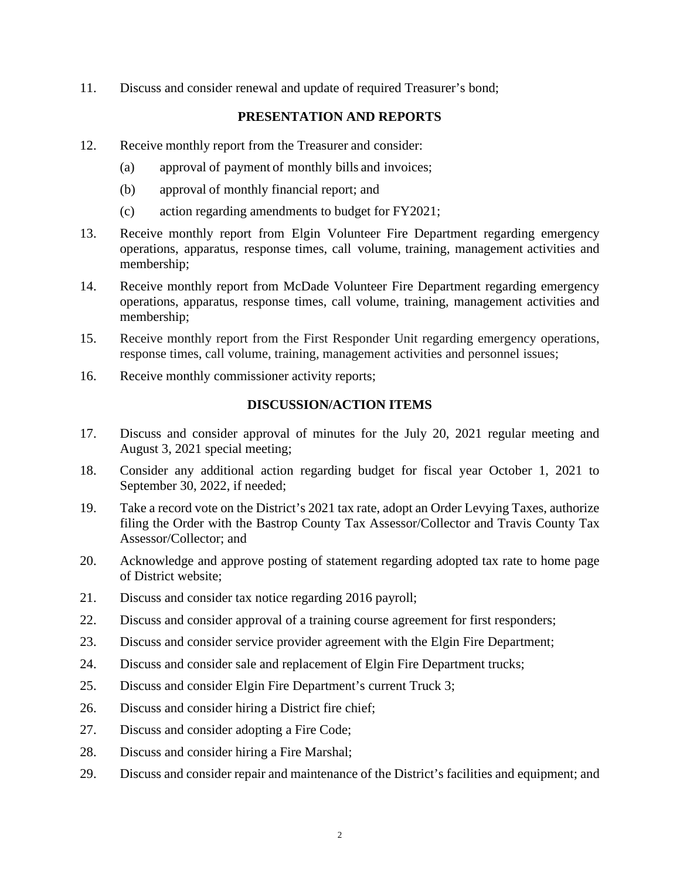11. Discuss and consider renewal and update of required Treasurer's bond;

## PRESENTATION AND REPORTS

12. Receive monthly report from the Treasurer and consider:
    - (a) approval of payment of monthly bills and invoices;
    - (b) approval of monthly financial report; and
    - (c) action regarding amendments to budget for FY2021;
13. Receive monthly report from Elgin Volunteer Fire Department regarding emergency operations, apparatus, response times, call volume, training, management activities and membership;
14. Receive monthly report from McDade Volunteer Fire Department regarding emergency operations, apparatus, response times, call volume, training, management activities and membership;
15. Receive monthly report from the First Responder Unit regarding emergency operations, response times, call volume, training, management activities and personnel issues;
16. Receive monthly commissioner activity reports;

## DISCUSSION/ACTION ITEMS

17. Discuss and consider approval of minutes for the July 20, 2021 regular meeting and August 3, 2021 special meeting;
18. Consider any additional action regarding budget for fiscal year October 1, 2021 to September 30, 2022, if needed;
19. Take a record vote on the District's 2021 tax rate, adopt an Order Levying Taxes, authorize filing the Order with the Bastrop County Tax Assessor/Collector and Travis County Tax Assessor/Collector; and
20. Acknowledge and approve posting of statement regarding adopted tax rate to home page of District website;
21. Discuss and consider tax notice regarding 2016 payroll;
22. Discuss and consider approval of a training course agreement for first responders;
23. Discuss and consider service provider agreement with the Elgin Fire Department;
24. Discuss and consider sale and replacement of Elgin Fire Department trucks;
25. Discuss and consider Elgin Fire Department's current Truck 3;
26. Discuss and consider hiring a District fire chief;
27. Discuss and consider adopting a Fire Code;
28. Discuss and consider hiring a Fire Marshal;
29. Discuss and consider repair and maintenance of the District's facilities and equipment; and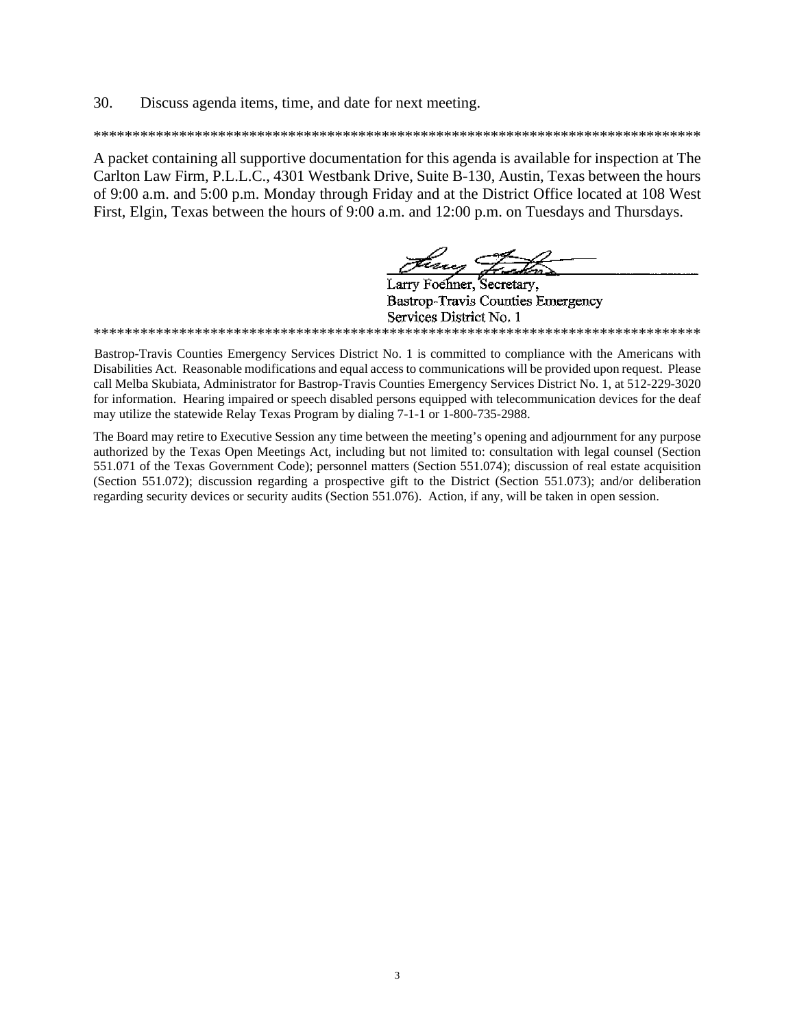30. Discuss agenda items, time, and date for next meeting.

*******************************************************************************

A packet containing all supportive documentation for this agenda is available for inspection at The Carlton Law Firm, P.L.L.C., 4301 Westbank Drive, Suite B-130, Austin, Texas between the hours of 9:00 a.m. and 5:00 p.m. Monday through Friday and at the District Office located at 108 West First, Elgin, Texas between the hours of 9:00 a.m. and 12:00 p.m. on Tuesdays and Thursdays.

Larry Foehner, Secretary,
Bastrop-Travis Counties Emergency
Services District No. 1

*******************************************************************************

Bastrop-Travis Counties Emergency Services District No. 1 is committed to compliance with the Americans with Disabilities Act. Reasonable modifications and equal access to communications will be provided upon request. Please call Melba Skubiata, Administrator for Bastrop-Travis Counties Emergency Services District No. 1, at 512-229-3020 for information. Hearing impaired or speech disabled persons equipped with telecommunication devices for the deaf may utilize the statewide Relay Texas Program by dialing 7-1-1 or 1-800-735-2988.

The Board may retire to Executive Session any time between the meeting's opening and adjournment for any purpose authorized by the Texas Open Meetings Act, including but not limited to: consultation with legal counsel (Section 551.071 of the Texas Government Code); personnel matters (Section 551.074); discussion of real estate acquisition (Section 551.072); discussion regarding a prospective gift to the District (Section 551.073); and/or deliberation regarding security devices or security audits (Section 551.076). Action, if any, will be taken in open session.